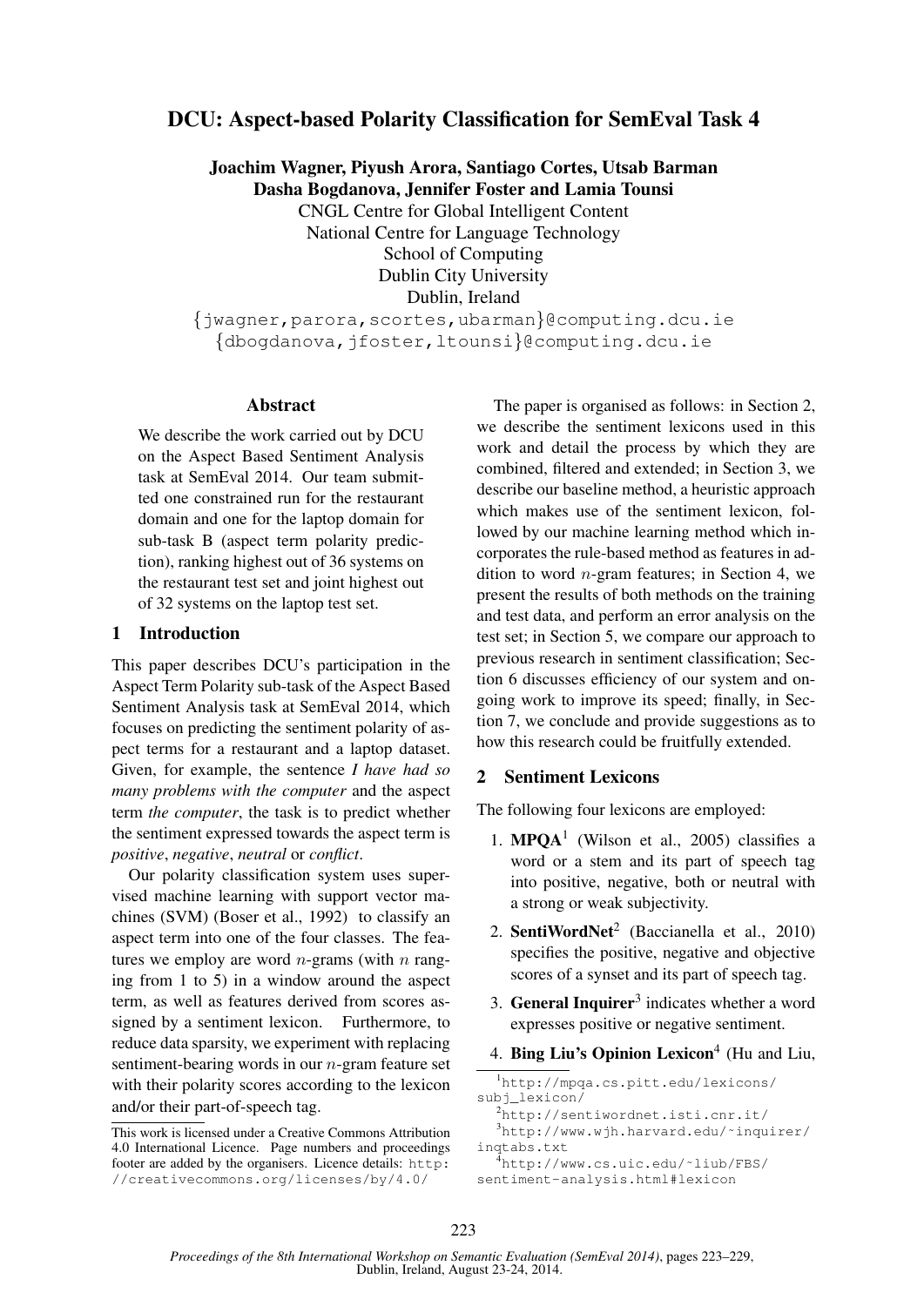# DCU: Aspect-based Polarity Classification for SemEval Task 4

**Joachim Wagner, Piyush Arora, Santiago Cortes, Utsab Barman**
**Dasha Bogdanova, Jennifer Foster and Lamia Tounsi**

CNGL Centre for Global Intelligent Content
National Centre for Language Technology
School of Computing
Dublin City University
Dublin, Ireland

{jwagner,parora,scortes,ubarman}@computing.dcu.ie
{dbogdanova,jfoster,ltounsi}@computing.dcu.ie

## Abstract

We describe the work carried out by DCU on the Aspect Based Sentiment Analysis task at SemEval 2014. Our team submitted one constrained run for the restaurant domain and one for the laptop domain for sub-task B (aspect term polarity prediction), ranking highest out of 36 systems on the restaurant test set and joint highest out of 32 systems on the laptop test set.

## 1 Introduction

This paper describes DCU's participation in the Aspect Term Polarity sub-task of the Aspect Based Sentiment Analysis task at SemEval 2014, which focuses on predicting the sentiment polarity of aspect terms for a restaurant and a laptop dataset. Given, for example, the sentence *I have had so many problems with the computer* and the aspect term *the computer*, the task is to predict whether the sentiment expressed towards the aspect term is *positive*, *negative*, *neutral* or *conflict*.

Our polarity classification system uses supervised machine learning with support vector machines (SVM) (Boser et al., 1992) to classify an aspect term into one of the four classes. The features we employ are word $n$-grams (with $n$ ranging from 1 to 5) in a window around the aspect term, as well as features derived from scores assigned by a sentiment lexicon. Furthermore, to reduce data sparsity, we experiment with replacing sentiment-bearing words in our $n$-gram feature set with their polarity scores according to the lexicon and/or their part-of-speech tag.

This work is licensed under a Creative Commons Attribution 4.0 International Licence. Page numbers and proceedings footer are added by the organisers. Licence details: http://creativecommons.org/licenses/by/4.0/

The paper is organised as follows: in Section 2, we describe the sentiment lexicons used in this work and detail the process by which they are combined, filtered and extended; in Section 3, we describe our baseline method, a heuristic approach which makes use of the sentiment lexicon, followed by our machine learning method which incorporates the rule-based method as features in addition to word $n$-gram features; in Section 4, we present the results of both methods on the training and test data, and perform an error analysis on the test set; in Section 5, we compare our approach to previous research in sentiment classification; Section 6 discusses efficiency of our system and ongoing work to improve its speed; finally, in Section 7, we conclude and provide suggestions as to how this research could be fruitfully extended.

## 2 Sentiment Lexicons

The following four lexicons are employed:

1. **MPQA**[1] (Wilson et al., 2005) classifies a word or a stem and its part of speech tag into positive, negative, both or neutral with a strong or weak subjectivity.
2. **SentiWordNet**[2] (Baccianella et al., 2010) specifies the positive, negative and objective scores of a synset and its part of speech tag.
3. **General Inquirer**[3] indicates whether a word expresses positive or negative sentiment.
4. **Bing Liu's Opinion Lexicon**[4] (Hu and Liu,

[1] http://mpqa.cs.pitt.edu/lexicons/subj_lexicon/
[2] http://sentiwordnet.isti.cnr.it/
[3] http://www.wjh.harvard.edu/~inquirer/inqtabs.txt
[4] http://www.cs.uic.edu/~liub/FBS/sentiment-analysis.html#lexicon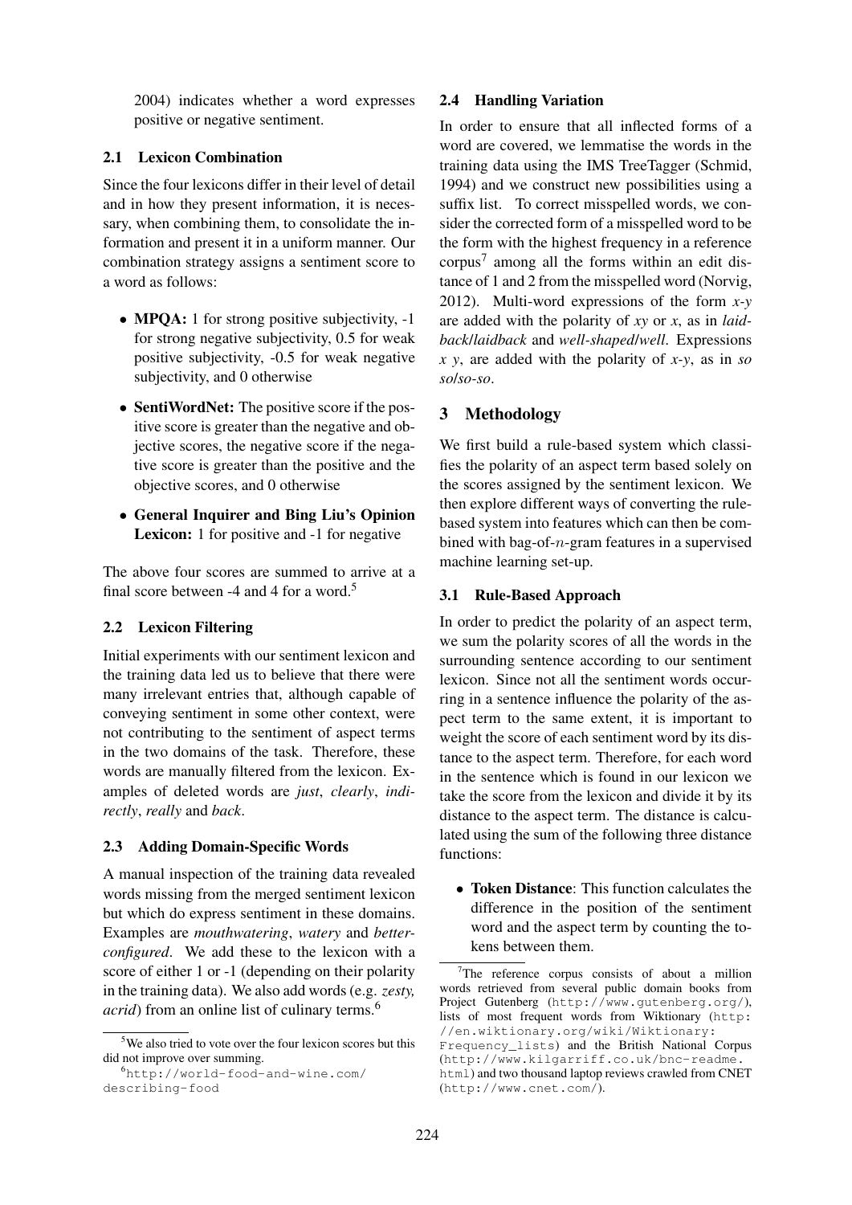2004) indicates whether a word expresses positive or negative sentiment.

### 2.1 Lexicon Combination

Since the four lexicons differ in their level of detail and in how they present information, it is necessary, when combining them, to consolidate the information and present it in a uniform manner. Our combination strategy assigns a sentiment score to a word as follows:

- **MPQA:** 1 for strong positive subjectivity, -1 for strong negative subjectivity, 0.5 for weak positive subjectivity, -0.5 for weak negative subjectivity, and 0 otherwise
- **SentiWordNet:** The positive score if the positive score is greater than the negative and objective scores, the negative score if the negative score is greater than the positive and the objective scores, and 0 otherwise
- **General Inquirer and Bing Liu's Opinion Lexicon:** 1 for positive and -1 for negative

The above four scores are summed to arrive at a final score between -4 and 4 for a word.[5]

### 2.2 Lexicon Filtering

Initial experiments with our sentiment lexicon and the training data led us to believe that there were many irrelevant entries that, although capable of conveying sentiment in some other context, were not contributing to the sentiment of aspect terms in the two domains of the task. Therefore, these words are manually filtered from the lexicon. Examples of deleted words are *just*, *clearly*, *indirectly*, *really* and *back*.

### 2.3 Adding Domain-Specific Words

A manual inspection of the training data revealed words missing from the merged sentiment lexicon but which do express sentiment in these domains. Examples are *mouthwatering*, *watery* and *better-configured*. We add these to the lexicon with a score of either 1 or -1 (depending on their polarity in the training data). We also add words (e.g. *zesty, acrid*) from an online list of culinary terms.[6]

### 2.4 Handling Variation

In order to ensure that all inflected forms of a word are covered, we lemmatise the words in the training data using the IMS TreeTagger (Schmid, 1994) and we construct new possibilities using a suffix list. To correct misspelled words, we consider the corrected form of a misspelled word to be the form with the highest frequency in a reference corpus[7] among all the forms within an edit distance of 1 and 2 from the misspelled word (Norvig, 2012). Multi-word expressions of the form *x-y* are added with the polarity of *xy* or *x*, as in *laidback/laidback* and *well-shaped/well*. Expressions *x y*, are added with the polarity of *x-y*, as in *so so/so-so*.

## 3 Methodology

We first build a rule-based system which classifies the polarity of an aspect term based solely on the scores assigned by the sentiment lexicon. We then explore different ways of converting the rule-based system into features which can then be combined with bag-of-$n$-gram features in a supervised machine learning set-up.

### 3.1 Rule-Based Approach

In order to predict the polarity of an aspect term, we sum the polarity scores of all the words in the surrounding sentence according to our sentiment lexicon. Since not all the sentiment words occurring in a sentence influence the polarity of the aspect term to the same extent, it is important to weight the score of each sentiment word by its distance to the aspect term. Therefore, for each word in the sentence which is found in our lexicon we take the score from the lexicon and divide it by its distance to the aspect term. The distance is calculated using the sum of the following three distance functions:

- **Token Distance**: This function calculates the difference in the position of the sentiment word and the aspect term by counting the tokens between them.

[5] We also tried to vote over the four lexicon scores but this did not improve over summing.

[6] http://world-food-and-wine.com/describing-food

[7] The reference corpus consists of about a million words retrieved from several public domain books from Project Gutenberg (http://www.gutenberg.org/), lists of most frequent words from Wiktionary (http://en.wiktionary.org/wiki/Wiktionary:Frequency_lists) and the British National Corpus (http://www.kilgarriff.co.uk/bnc-readme.html) and two thousand laptop reviews crawled from CNET (http://www.cnet.com/).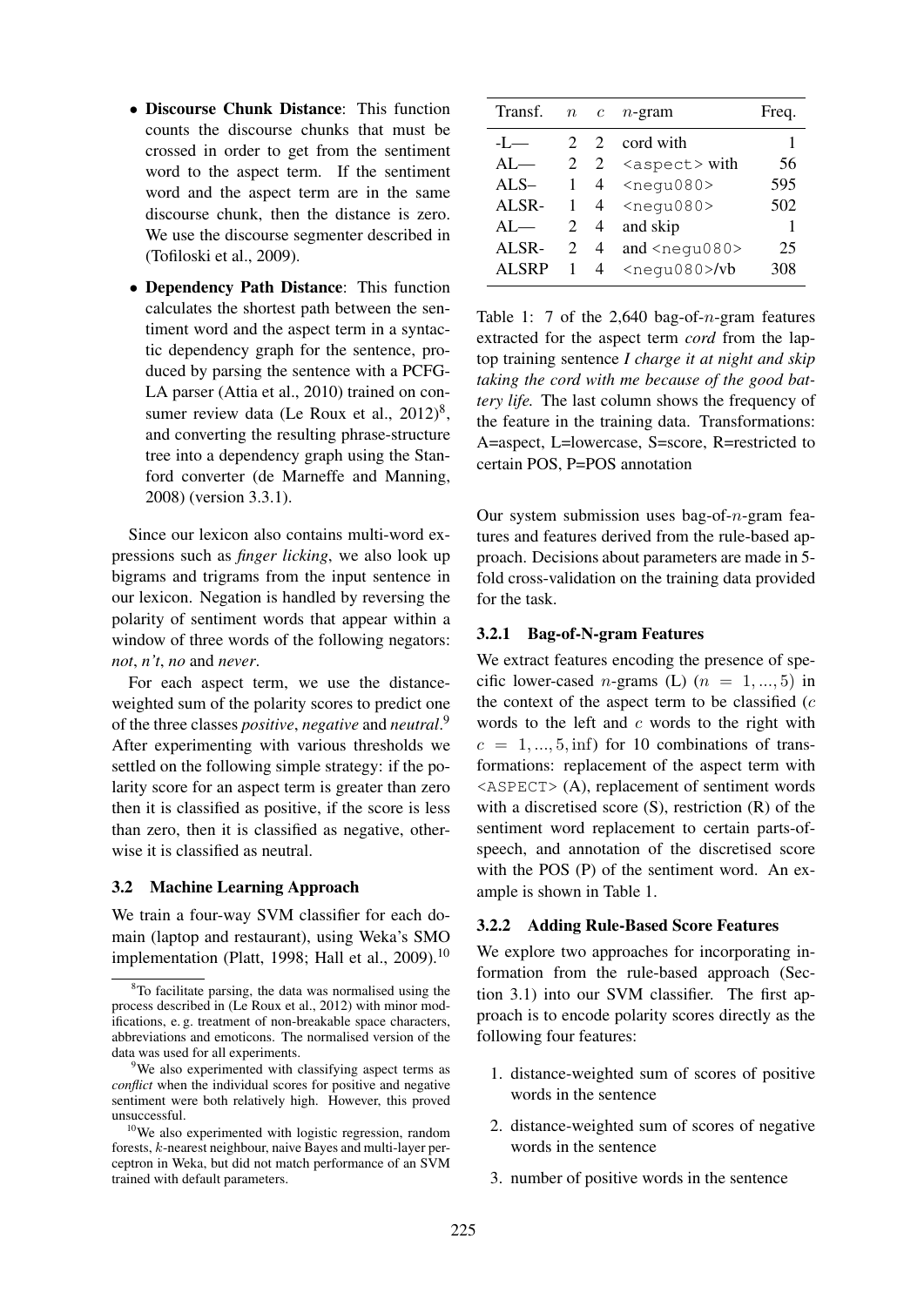- **Discourse Chunk Distance**: This function counts the discourse chunks that must be crossed in order to get from the sentiment word to the aspect term. If the sentiment word and the aspect term are in the same discourse chunk, then the distance is zero. We use the discourse segmenter described in (Tofiloski et al., 2009).
- **Dependency Path Distance**: This function calculates the shortest path between the sentiment word and the aspect term in a syntactic dependency graph for the sentence, produced by parsing the sentence with a PCFG-LA parser (Attia et al., 2010) trained on consumer review data (Le Roux et al., 2012)[8], and converting the resulting phrase-structure tree into a dependency graph using the Stanford converter (de Marneffe and Manning, 2008) (version 3.3.1).

Since our lexicon also contains multi-word expressions such as *finger licking*, we also look up bigrams and trigrams from the input sentence in our lexicon. Negation is handled by reversing the polarity of sentiment words that appear within a window of three words of the following negators: *not*, *n't*, *no* and *never*.

For each aspect term, we use the distance-weighted sum of the polarity scores to predict one of the three classes *positive*, *negative* and *neutral*.[9] After experimenting with various thresholds we settled on the following simple strategy: if the polarity score for an aspect term is greater than zero then it is classified as positive, if the score is less than zero, then it is classified as negative, otherwise it is classified as neutral.

### 3.2 Machine Learning Approach

We train a four-way SVM classifier for each domain (laptop and restaurant), using Weka's SMO implementation (Platt, 1998; Hall et al., 2009).[10]

| Transf. | $n$ | $c$ | $n$-gram | Freq. |
|---|---|---|---|---|
| -L— | 2 | 2 | cord with | 1 |
| AL— | 2 | 2 | `<aspect>` with | 56 |
| ALS– | 1 | 4 | `<negu080>` | 595 |
| ALSR- | 1 | 4 | `<negu080>` | 502 |
| AL— | 2 | 4 | and skip | 1 |
| ALSR- | 2 | 4 | and `<negu080>` | 25 |
| ALSRP | 1 | 4 | `<negu080>`/vb | 308 |

Table 1: 7 of the 2,640 bag-of-$n$-gram features extracted for the aspect term *cord* from the laptop training sentence *I charge it at night and skip taking the cord with me because of the good battery life.* The last column shows the frequency of the feature in the training data. Transformations: A=aspect, L=lowercase, S=score, R=restricted to certain POS, P=POS annotation

Our system submission uses bag-of-$n$-gram features and features derived from the rule-based approach. Decisions about parameters are made in 5-fold cross-validation on the training data provided for the task.

#### 3.2.1 Bag-of-N-gram Features

We extract features encoding the presence of specific lower-cased $n$-grams (L) ($n = 1, ..., 5$) in the context of the aspect term to be classified ($c$ words to the left and $c$ words to the right with $c = 1, ..., 5, \inf$) for 10 combinations of transformations: replacement of the aspect term with `<ASPECT>` (A), replacement of sentiment words with a discretised score (S), restriction (R) of the sentiment word replacement to certain parts-of-speech, and annotation of the discretised score with the POS (P) of the sentiment word. An example is shown in Table 1.

#### 3.2.2 Adding Rule-Based Score Features

We explore two approaches for incorporating information from the rule-based approach (Section 3.1) into our SVM classifier. The first approach is to encode polarity scores directly as the following four features:

1. distance-weighted sum of scores of positive words in the sentence
2. distance-weighted sum of scores of negative words in the sentence
3. number of positive words in the sentence

[8] To facilitate parsing, the data was normalised using the process described in (Le Roux et al., 2012) with minor modifications, e. g. treatment of non-breakable space characters, abbreviations and emoticons. The normalised version of the data was used for all experiments.

[9] We also experimented with classifying aspect terms as *conflict* when the individual scores for positive and negative sentiment were both relatively high. However, this proved unsuccessful.

[10] We also experimented with logistic regression, random forests, $k$-nearest neighbour, naive Bayes and multi-layer perceptron in Weka, but did not match performance of an SVM trained with default parameters.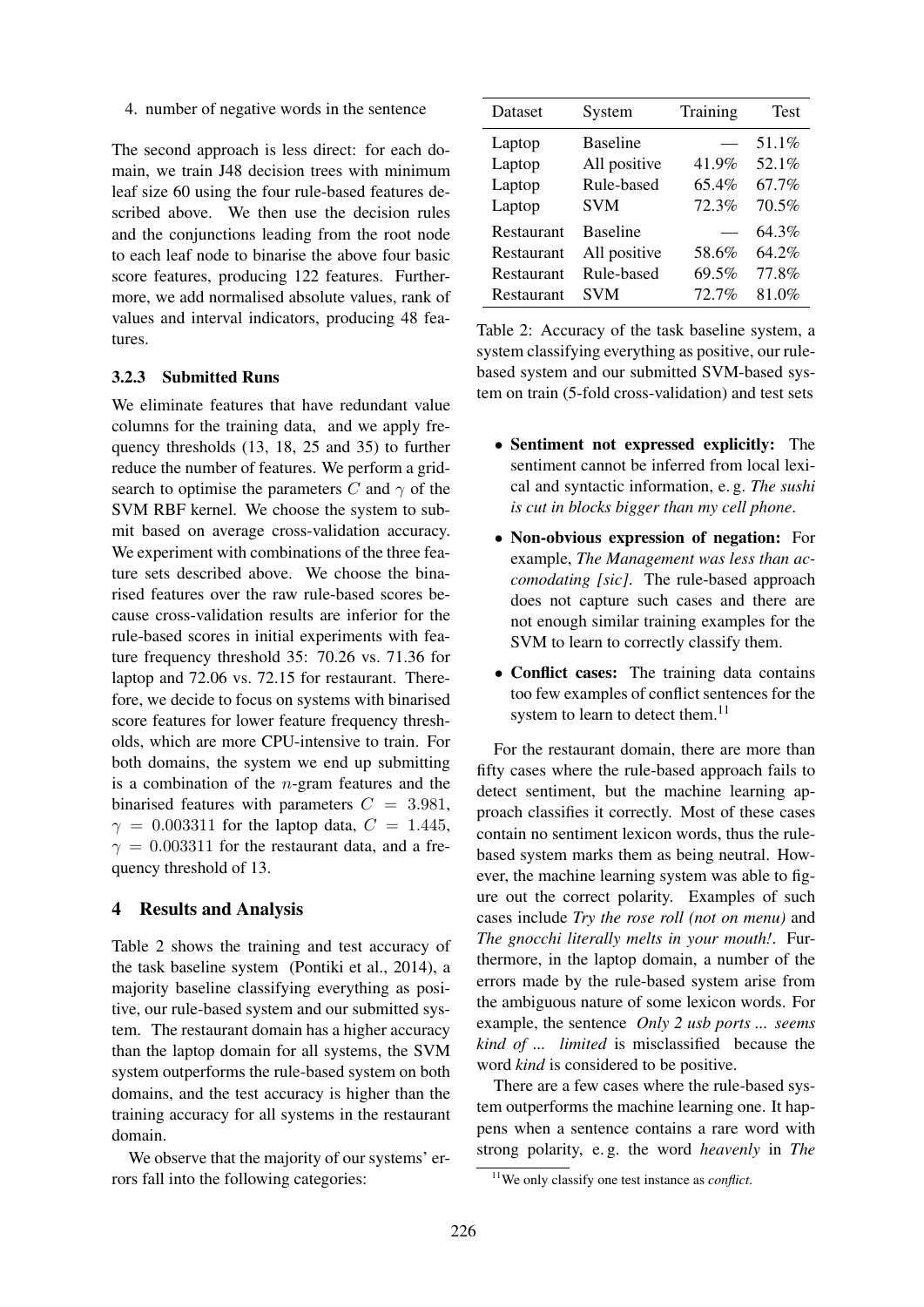4. number of negative words in the sentence

The second approach is less direct: for each domain, we train J48 decision trees with minimum leaf size 60 using the four rule-based features described above. We then use the decision rules and the conjunctions leading from the root node to each leaf node to binarise the above four basic score features, producing 122 features. Furthermore, we add normalised absolute values, rank of values and interval indicators, producing 48 features.

### 3.2.3 Submitted Runs

We eliminate features that have redundant value columns for the training data, and we apply frequency thresholds (13, 18, 25 and 35) to further reduce the number of features. We perform a grid-search to optimise the parameters $C$ and $\gamma$ of the SVM RBF kernel. We choose the system to submit based on average cross-validation accuracy. We experiment with combinations of the three feature sets described above. We choose the binarised features over the raw rule-based scores because cross-validation results are inferior for the rule-based scores in initial experiments with feature frequency threshold 35: 70.26 vs. 71.36 for laptop and 72.06 vs. 72.15 for restaurant. Therefore, we decide to focus on systems with binarised score features for lower feature frequency thresholds, which are more CPU-intensive to train. For both domains, the system we end up submitting is a combination of the $n$-gram features and the binarised features with parameters $C = 3.981$, $\gamma = 0.003311$ for the laptop data, $C = 1.445$, $\gamma = 0.003311$ for the restaurant data, and a frequency threshold of 13.

## 4 Results and Analysis

Table 2 shows the training and test accuracy of the task baseline system (Pontiki et al., 2014), a majority baseline classifying everything as positive, our rule-based system and our submitted system. The restaurant domain has a higher accuracy than the laptop domain for all systems, the SVM system outperforms the rule-based system on both domains, and the test accuracy is higher than the training accuracy for all systems in the restaurant domain.

We observe that the majority of our systems' errors fall into the following categories:

| Dataset | System | Training | Test |
|---|---|---|---|
| Laptop | Baseline | — | 51.1% |
| Laptop | All positive | 41.9% | 52.1% |
| Laptop | Rule-based | 65.4% | 67.7% |
| Laptop | SVM | 72.3% | 70.5% |
| Restaurant | Baseline | — | 64.3% |
| Restaurant | All positive | 58.6% | 64.2% |
| Restaurant | Rule-based | 69.5% | 77.8% |
| Restaurant | SVM | 72.7% | 81.0% |

Table 2: Accuracy of the task baseline system, a system classifying everything as positive, our rule-based system and our submitted SVM-based system on train (5-fold cross-validation) and test sets

- **Sentiment not expressed explicitly:** The sentiment cannot be inferred from local lexical and syntactic information, e. g. *The sushi is cut in blocks bigger than my cell phone*.
- **Non-obvious expression of negation:** For example, *The Management was less than accomodating [sic]*. The rule-based approach does not capture such cases and there are not enough similar training examples for the SVM to learn to correctly classify them.
- **Conflict cases:** The training data contains too few examples of conflict sentences for the system to learn to detect them.[11]

For the restaurant domain, there are more than fifty cases where the rule-based approach fails to detect sentiment, but the machine learning approach classifies it correctly. Most of these cases contain no sentiment lexicon words, thus the rule-based system marks them as being neutral. However, the machine learning system was able to figure out the correct polarity. Examples of such cases include *Try the rose roll (not on menu)* and *The gnocchi literally melts in your mouth!*. Furthermore, in the laptop domain, a number of the errors made by the rule-based system arise from the ambiguous nature of some lexicon words. For example, the sentence *Only 2 usb ports ... seems kind of ... limited* is misclassified because the word *kind* is considered to be positive.

There are a few cases where the rule-based system outperforms the machine learning one. It happens when a sentence contains a rare word with strong polarity, e. g. the word *heavenly* in *The*

[11] We only classify one test instance as *conflict*.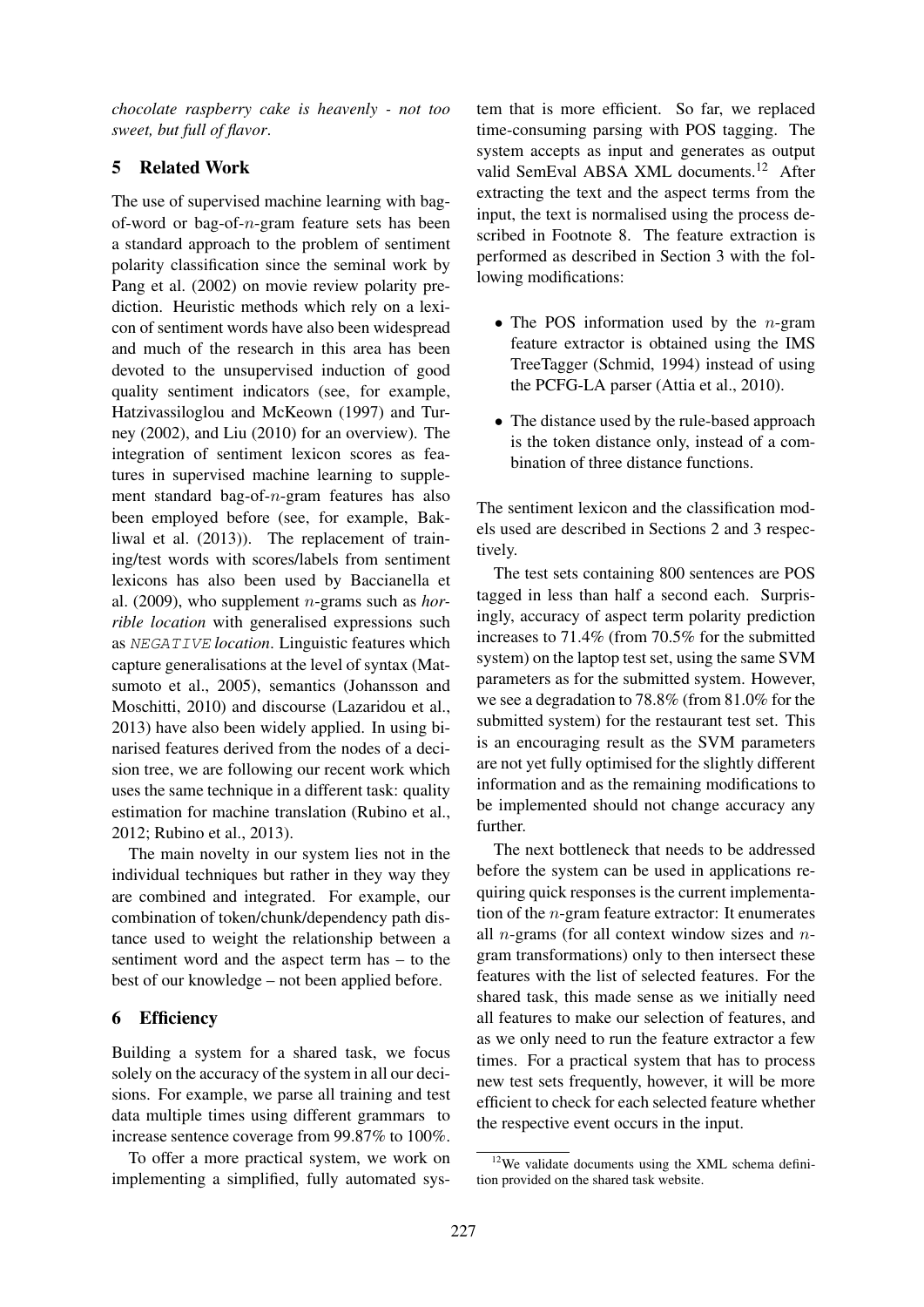*chocolate raspberry cake is heavenly - not too sweet, but full of flavor*.

## 5 Related Work

The use of supervised machine learning with bag-of-word or bag-of-$n$-gram feature sets has been a standard approach to the problem of sentiment polarity classification since the seminal work by Pang et al. (2002) on movie review polarity prediction. Heuristic methods which rely on a lexicon of sentiment words have also been widespread and much of the research in this area has been devoted to the unsupervised induction of good quality sentiment indicators (see, for example, Hatzivassiloglou and McKeown (1997) and Turney (2002), and Liu (2010) for an overview). The integration of sentiment lexicon scores as features in supervised machine learning to supplement standard bag-of-$n$-gram features has also been employed before (see, for example, Bakliwal et al. (2013)). The replacement of training/test words with scores/labels from sentiment lexicons has also been used by Baccianella et al. (2009), who supplement $n$-grams such as *horrible location* with generalised expressions such as `NEGATIVE` *location*. Linguistic features which capture generalisations at the level of syntax (Matsumoto et al., 2005), semantics (Johansson and Moschitti, 2010) and discourse (Lazaridou et al., 2013) have also been widely applied. In using binarised features derived from the nodes of a decision tree, we are following our recent work which uses the same technique in a different task: quality estimation for machine translation (Rubino et al., 2012; Rubino et al., 2013).

The main novelty in our system lies not in the individual techniques but rather in they way they are combined and integrated. For example, our combination of token/chunk/dependency path distance used to weight the relationship between a sentiment word and the aspect term has – to the best of our knowledge – not been applied before.

## 6 Efficiency

Building a system for a shared task, we focus solely on the accuracy of the system in all our decisions. For example, we parse all training and test data multiple times using different grammars to increase sentence coverage from 99.87% to 100%.

To offer a more practical system, we work on implementing a simplified, fully automated system that is more efficient. So far, we replaced time-consuming parsing with POS tagging. The system accepts as input and generates as output valid SemEval ABSA XML documents.[12] After extracting the text and the aspect terms from the input, the text is normalised using the process described in Footnote 8. The feature extraction is performed as described in Section 3 with the following modifications:

- The POS information used by the $n$-gram feature extractor is obtained using the IMS TreeTagger (Schmid, 1994) instead of using the PCFG-LA parser (Attia et al., 2010).
- The distance used by the rule-based approach is the token distance only, instead of a combination of three distance functions.

The sentiment lexicon and the classification models used are described in Sections 2 and 3 respectively.

The test sets containing 800 sentences are POS tagged in less than half a second each. Surprisingly, accuracy of aspect term polarity prediction increases to 71.4% (from 70.5% for the submitted system) on the laptop test set, using the same SVM parameters as for the submitted system. However, we see a degradation to 78.8% (from 81.0% for the submitted system) for the restaurant test set. This is an encouraging result as the SVM parameters are not yet fully optimised for the slightly different information and as the remaining modifications to be implemented should not change accuracy any further.

The next bottleneck that needs to be addressed before the system can be used in applications requiring quick responses is the current implementation of the $n$-gram feature extractor: It enumerates all $n$-grams (for all context window sizes and $n$-gram transformations) only to then intersect these features with the list of selected features. For the shared task, this made sense as we initially need all features to make our selection of features, and as we only need to run the feature extractor a few times. For a practical system that has to process new test sets frequently, however, it will be more efficient to check for each selected feature whether the respective event occurs in the input.

[12] We validate documents using the XML schema definition provided on the shared task website.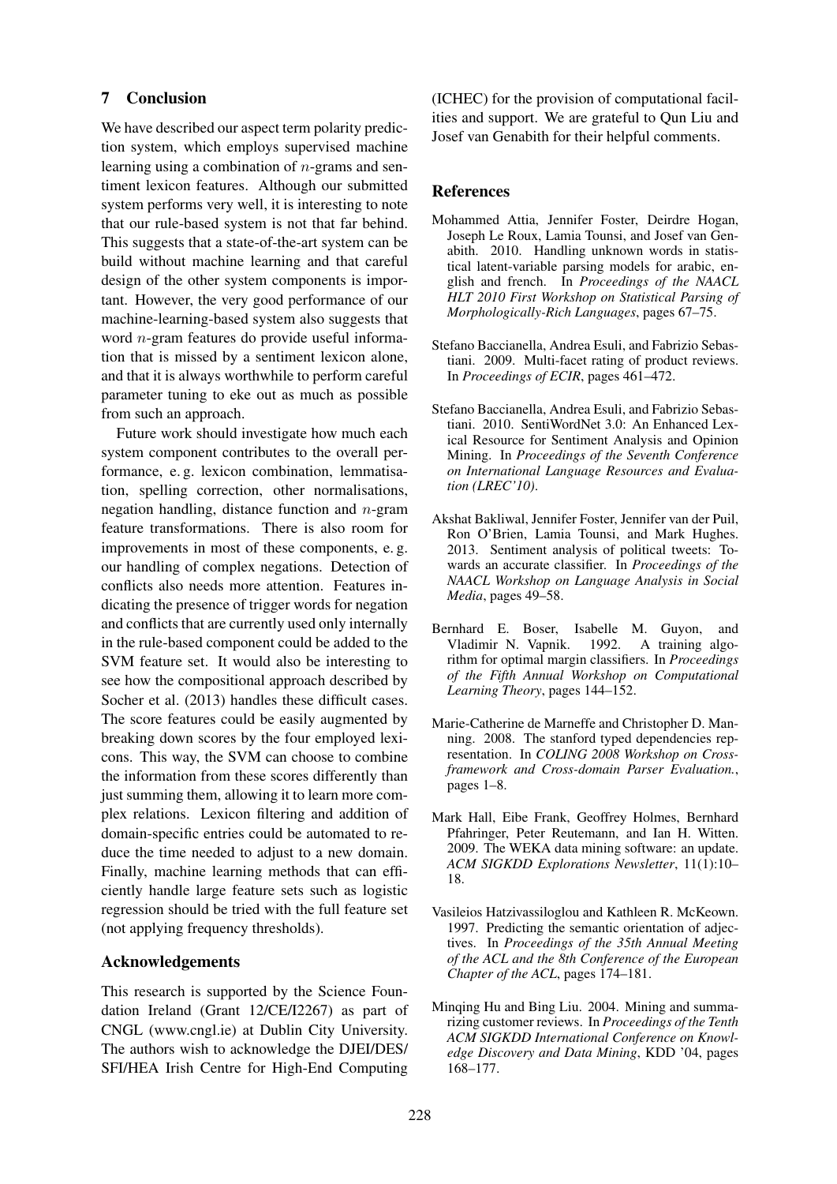## 7 Conclusion

We have described our aspect term polarity prediction system, which employs supervised machine learning using a combination of $n$-grams and sentiment lexicon features. Although our submitted system performs very well, it is interesting to note that our rule-based system is not that far behind. This suggests that a state-of-the-art system can be build without machine learning and that careful design of the other system components is important. However, the very good performance of our machine-learning-based system also suggests that word $n$-gram features do provide useful information that is missed by a sentiment lexicon alone, and that it is always worthwhile to perform careful parameter tuning to eke out as much as possible from such an approach.

Future work should investigate how much each system component contributes to the overall performance, e. g. lexicon combination, lemmatisation, spelling correction, other normalisations, negation handling, distance function and $n$-gram feature transformations. There is also room for improvements in most of these components, e. g. our handling of complex negations. Detection of conflicts also needs more attention. Features indicating the presence of trigger words for negation and conflicts that are currently used only internally in the rule-based component could be added to the SVM feature set. It would also be interesting to see how the compositional approach described by Socher et al. (2013) handles these difficult cases. The score features could be easily augmented by breaking down scores by the four employed lexicons. This way, the SVM can choose to combine the information from these scores differently than just summing them, allowing it to learn more complex relations. Lexicon filtering and addition of domain-specific entries could be automated to reduce the time needed to adjust to a new domain. Finally, machine learning methods that can efficiently handle large feature sets such as logistic regression should be tried with the full feature set (not applying frequency thresholds).

## Acknowledgements

This research is supported by the Science Foundation Ireland (Grant 12/CE/I2267) as part of CNGL (www.cngl.ie) at Dublin City University. The authors wish to acknowledge the DJEI/DES/SFI/HEA Irish Centre for High-End Computing (ICHEC) for the provision of computational facilities and support. We are grateful to Qun Liu and Josef van Genabith for their helpful comments.

## References

Mohammed Attia, Jennifer Foster, Deirdre Hogan, Joseph Le Roux, Lamia Tounsi, and Josef van Genabith. 2010. Handling unknown words in statistical latent-variable parsing models for arabic, english and french. In *Proceedings of the NAACL HLT 2010 First Workshop on Statistical Parsing of Morphologically-Rich Languages*, pages 67–75.

Stefano Baccianella, Andrea Esuli, and Fabrizio Sebastiani. 2009. Multi-facet rating of product reviews. In *Proceedings of ECIR*, pages 461–472.

Stefano Baccianella, Andrea Esuli, and Fabrizio Sebastiani. 2010. SentiWordNet 3.0: An Enhanced Lexical Resource for Sentiment Analysis and Opinion Mining. In *Proceedings of the Seventh Conference on International Language Resources and Evaluation (LREC'10)*.

Akshat Bakliwal, Jennifer Foster, Jennifer van der Puil, Ron O'Brien, Lamia Tounsi, and Mark Hughes. 2013. Sentiment analysis of political tweets: Towards an accurate classifier. In *Proceedings of the NAACL Workshop on Language Analysis in Social Media*, pages 49–58.

Bernhard E. Boser, Isabelle M. Guyon, and Vladimir N. Vapnik. 1992. A training algorithm for optimal margin classifiers. In *Proceedings of the Fifth Annual Workshop on Computational Learning Theory*, pages 144–152.

Marie-Catherine de Marneffe and Christopher D. Manning. 2008. The stanford typed dependencies representation. In *COLING 2008 Workshop on Cross-framework and Cross-domain Parser Evaluation.*, pages 1–8.

Mark Hall, Eibe Frank, Geoffrey Holmes, Bernhard Pfahringer, Peter Reutemann, and Ian H. Witten. 2009. The WEKA data mining software: an update. *ACM SIGKDD Explorations Newsletter*, 11(1):10–18.

Vasileios Hatzivassiloglou and Kathleen R. McKeown. 1997. Predicting the semantic orientation of adjectives. In *Proceedings of the 35th Annual Meeting of the ACL and the 8th Conference of the European Chapter of the ACL*, pages 174–181.

Minqing Hu and Bing Liu. 2004. Mining and summarizing customer reviews. In *Proceedings of the Tenth ACM SIGKDD International Conference on Knowledge Discovery and Data Mining*, KDD '04, pages 168–177.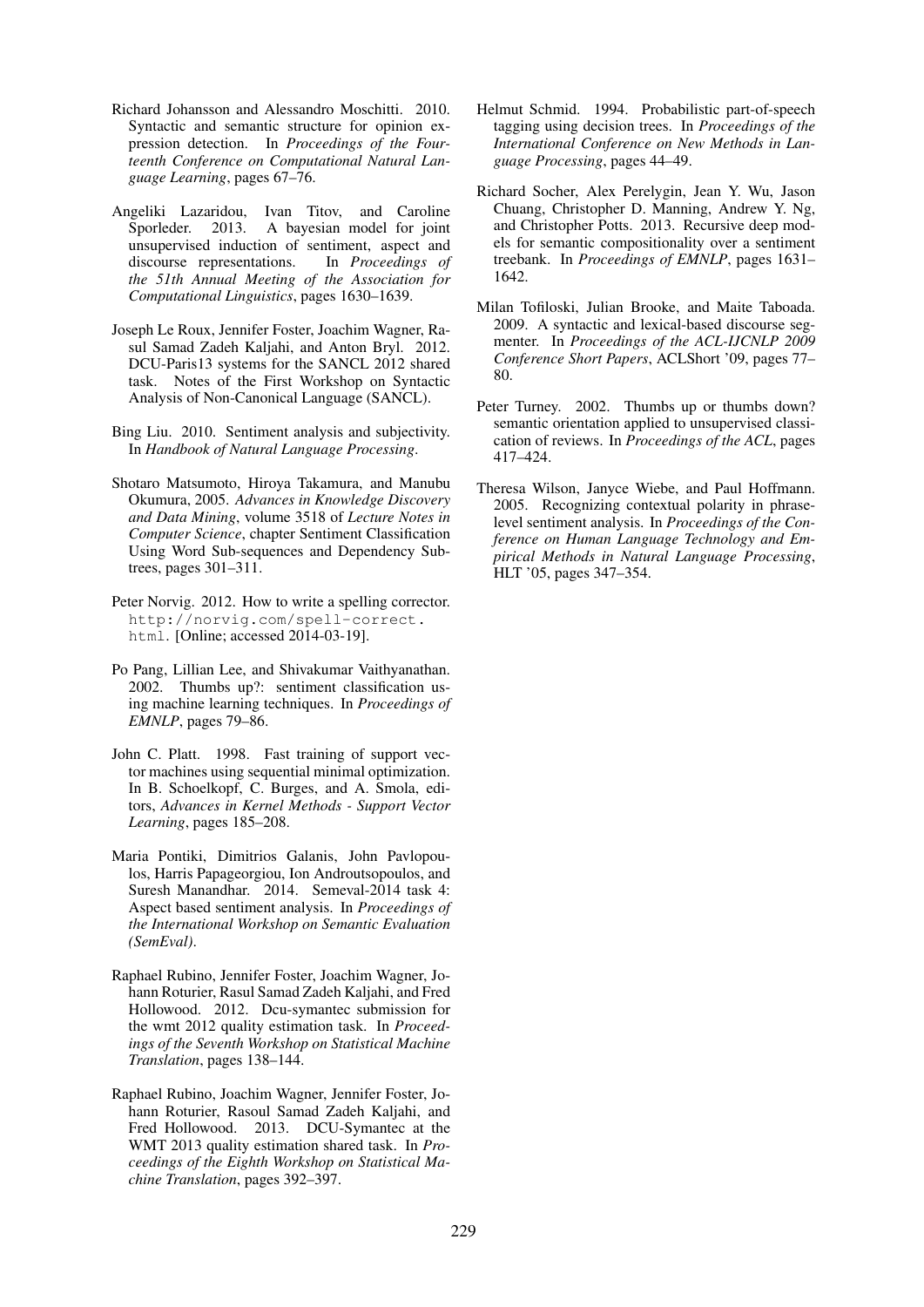Richard Johansson and Alessandro Moschitti. 2010. Syntactic and semantic structure for opinion expression detection. In *Proceedings of the Fourteenth Conference on Computational Natural Language Learning*, pages 67–76.

Angeliki Lazaridou, Ivan Titov, and Caroline Sporleder. 2013. A bayesian model for joint unsupervised induction of sentiment, aspect and discourse representations. In *Proceedings of the 51th Annual Meeting of the Association for Computational Linguistics*, pages 1630–1639.

Joseph Le Roux, Jennifer Foster, Joachim Wagner, Rasul Samad Zadeh Kaljahi, and Anton Bryl. 2012. DCU-Paris13 systems for the SANCL 2012 shared task. Notes of the First Workshop on Syntactic Analysis of Non-Canonical Language (SANCL).

Bing Liu. 2010. Sentiment analysis and subjectivity. In *Handbook of Natural Language Processing*.

Shotaro Matsumoto, Hiroya Takamura, and Manubu Okumura, 2005. *Advances in Knowledge Discovery and Data Mining*, volume 3518 of *Lecture Notes in Computer Science*, chapter Sentiment Classification Using Word Sub-sequences and Dependency Subtrees, pages 301–311.

Peter Norvig. 2012. How to write a spelling corrector. `http://norvig.com/spell-correct.html`. [Online; accessed 2014-03-19].

Po Pang, Lillian Lee, and Shivakumar Vaithyanathan. 2002. Thumbs up?: sentiment classification using machine learning techniques. In *Proceedings of EMNLP*, pages 79–86.

John C. Platt. 1998. Fast training of support vector machines using sequential minimal optimization. In B. Schoelkopf, C. Burges, and A. Smola, editors, *Advances in Kernel Methods - Support Vector Learning*, pages 185–208.

Maria Pontiki, Dimitrios Galanis, John Pavlopoulos, Harris Papageorgiou, Ion Androutsopoulos, and Suresh Manandhar. 2014. Semeval-2014 task 4: Aspect based sentiment analysis. In *Proceedings of the International Workshop on Semantic Evaluation (SemEval)*.

Raphael Rubino, Jennifer Foster, Joachim Wagner, Johann Roturier, Rasul Samad Zadeh Kaljahi, and Fred Hollowood. 2012. Dcu-symantec submission for the wmt 2012 quality estimation task. In *Proceedings of the Seventh Workshop on Statistical Machine Translation*, pages 138–144.

Raphael Rubino, Joachim Wagner, Jennifer Foster, Johann Roturier, Rasoul Samad Zadeh Kaljahi, and Fred Hollowood. 2013. DCU-Symantec at the WMT 2013 quality estimation shared task. In *Proceedings of the Eighth Workshop on Statistical Machine Translation*, pages 392–397.

Helmut Schmid. 1994. Probabilistic part-of-speech tagging using decision trees. In *Proceedings of the International Conference on New Methods in Language Processing*, pages 44–49.

Richard Socher, Alex Perelygin, Jean Y. Wu, Jason Chuang, Christopher D. Manning, Andrew Y. Ng, and Christopher Potts. 2013. Recursive deep models for semantic compositionality over a sentiment treebank. In *Proceedings of EMNLP*, pages 1631–1642.

Milan Tofiloski, Julian Brooke, and Maite Taboada. 2009. A syntactic and lexical-based discourse segmenter. In *Proceedings of the ACL-IJCNLP 2009 Conference Short Papers*, ACLShort '09, pages 77–80.

Peter Turney. 2002. Thumbs up or thumbs down? semantic orientation applied to unsupervised classification of reviews. In *Proceedings of the ACL*, pages 417–424.

Theresa Wilson, Janyce Wiebe, and Paul Hoffmann. 2005. Recognizing contextual polarity in phrase-level sentiment analysis. In *Proceedings of the Conference on Human Language Technology and Empirical Methods in Natural Language Processing*, HLT '05, pages 347–354.